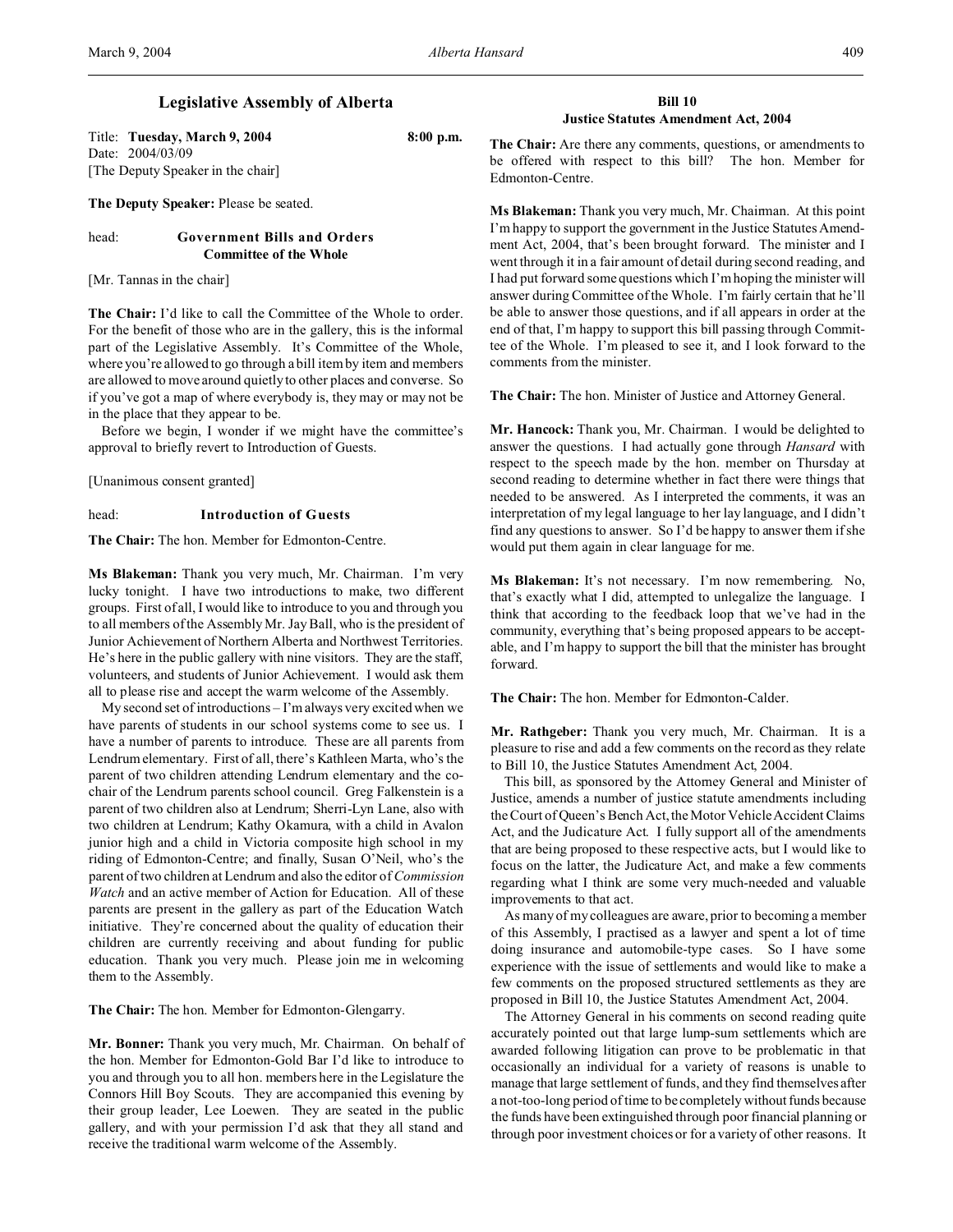# Legislative Assembly of Alberta

Title: **Tuesday, March 9, 2004** **8:00 p.m.**
Date: 2004/03/09
[The Deputy Speaker in the chair]

**The Deputy Speaker:** Please be seated.

head: **Government Bills and Orders**
**Committee of the Whole**

[Mr. Tannas in the chair]

**The Chair:** I'd like to call the Committee of the Whole to order. For the benefit of those who are in the gallery, this is the informal part of the Legislative Assembly. It's Committee of the Whole, where you're allowed to go through a bill item by item and members are allowed to move around quietly to other places and converse. So if you've got a map of where everybody is, they may or may not be in the place that they appear to be.

Before we begin, I wonder if we might have the committee's approval to briefly revert to Introduction of Guests.

[Unanimous consent granted]

head: **Introduction of Guests**

**The Chair:** The hon. Member for Edmonton-Centre.

**Ms Blakeman:** Thank you very much, Mr. Chairman. I'm very lucky tonight. I have two introductions to make, two different groups. First of all, I would like to introduce to you and through you to all members of the Assembly Mr. Jay Ball, who is the president of Junior Achievement of Northern Alberta and Northwest Territories. He's here in the public gallery with nine visitors. They are the staff, volunteers, and students of Junior Achievement. I would ask them all to please rise and accept the warm welcome of the Assembly.

My second set of introductions – I'm always very excited when we have parents of students in our school systems come to see us. I have a number of parents to introduce. These are all parents from Lendrum elementary. First of all, there's Kathleen Marta, who's the parent of two children attending Lendrum elementary and the co-chair of the Lendrum parents school council. Greg Falkenstein is a parent of two children also at Lendrum; Sherri-Lyn Lane, also with two children at Lendrum; Kathy Okamura, with a child in Avalon junior high and a child in Victoria composite high school in my riding of Edmonton-Centre; and finally, Susan O'Neil, who's the parent of two children at Lendrum and also the editor of *Commission Watch* and an active member of Action for Education. All of these parents are present in the gallery as part of the Education Watch initiative. They're concerned about the quality of education their children are currently receiving and about funding for public education. Thank you very much. Please join me in welcoming them to the Assembly.

**The Chair:** The hon. Member for Edmonton-Glengarry.

**Mr. Bonner:** Thank you very much, Mr. Chairman. On behalf of the hon. Member for Edmonton-Gold Bar I'd like to introduce to you and through you to all hon. members here in the Legislature the Connors Hill Boy Scouts. They are accompanied this evening by their group leader, Lee Loewen. They are seated in the public gallery, and with your permission I'd ask that they all stand and receive the traditional warm welcome of the Assembly.

## Bill 10
## Justice Statutes Amendment Act, 2004

**The Chair:** Are there any comments, questions, or amendments to be offered with respect to this bill? The hon. Member for Edmonton-Centre.

**Ms Blakeman:** Thank you very much, Mr. Chairman. At this point I'm happy to support the government in the Justice Statutes Amendment Act, 2004, that's been brought forward. The minister and I went through it in a fair amount of detail during second reading, and I had put forward some questions which I'm hoping the minister will answer during Committee of the Whole. I'm fairly certain that he'll be able to answer those questions, and if all appears in order at the end of that, I'm happy to support this bill passing through Committee of the Whole. I'm pleased to see it, and I look forward to the comments from the minister.

**The Chair:** The hon. Minister of Justice and Attorney General.

**Mr. Hancock:** Thank you, Mr. Chairman. I would be delighted to answer the questions. I had actually gone through *Hansard* with respect to the speech made by the hon. member on Thursday at second reading to determine whether in fact there were things that needed to be answered. As I interpreted the comments, it was an interpretation of my legal language to her lay language, and I didn't find any questions to answer. So I'd be happy to answer them if she would put them again in clear language for me.

**Ms Blakeman:** It's not necessary. I'm now remembering. No, that's exactly what I did, attempted to unlegalize the language. I think that according to the feedback loop that we've had in the community, everything that's being proposed appears to be acceptable, and I'm happy to support the bill that the minister has brought forward.

**The Chair:** The hon. Member for Edmonton-Calder.

**Mr. Rathgeber:** Thank you very much, Mr. Chairman. It is a pleasure to rise and add a few comments on the record as they relate to Bill 10, the Justice Statutes Amendment Act, 2004.

This bill, as sponsored by the Attorney General and Minister of Justice, amends a number of justice statute amendments including the Court of Queen's Bench Act, the Motor Vehicle Accident Claims Act, and the Judicature Act. I fully support all of the amendments that are being proposed to these respective acts, but I would like to focus on the latter, the Judicature Act, and make a few comments regarding what I think are some very much-needed and valuable improvements to that act.

As many of my colleagues are aware, prior to becoming a member of this Assembly, I practised as a lawyer and spent a lot of time doing insurance and automobile-type cases. So I have some experience with the issue of settlements and would like to make a few comments on the proposed structured settlements as they are proposed in Bill 10, the Justice Statutes Amendment Act, 2004.

The Attorney General in his comments on second reading quite accurately pointed out that large lump-sum settlements which are awarded following litigation can prove to be problematic in that occasionally an individual for a variety of reasons is unable to manage that large settlement of funds, and they find themselves after a not-too-long period of time to be completely without funds because the funds have been extinguished through poor financial planning or through poor investment choices or for a variety of other reasons. It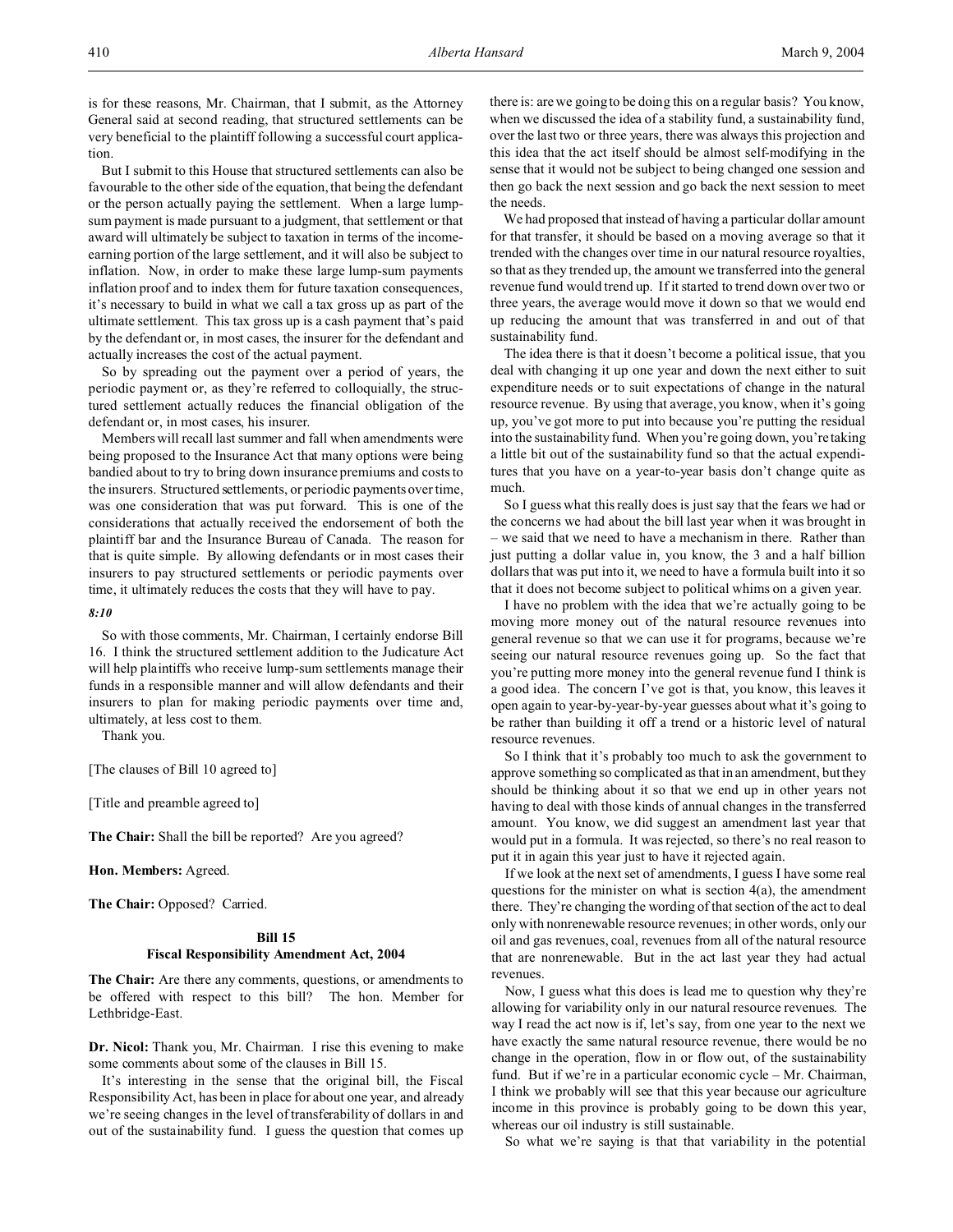is for these reasons, Mr. Chairman, that I submit, as the Attorney General said at second reading, that structured settlements can be very beneficial to the plaintiff following a successful court application.

But I submit to this House that structured settlements can also be favourable to the other side of the equation, that being the defendant or the person actually paying the settlement. When a large lump-sum payment is made pursuant to a judgment, that settlement or that award will ultimately be subject to taxation in terms of the income-earning portion of the large settlement, and it will also be subject to inflation. Now, in order to make these large lump-sum payments inflation proof and to index them for future taxation consequences, it's necessary to build in what we call a tax gross up as part of the ultimate settlement. This tax gross up is a cash payment that's paid by the defendant or, in most cases, the insurer for the defendant and actually increases the cost of the actual payment.

So by spreading out the payment over a period of years, the periodic payment or, as they're referred to colloquially, the structured settlement actually reduces the financial obligation of the defendant or, in most cases, his insurer.

Members will recall last summer and fall when amendments were being proposed to the Insurance Act that many options were being bandied about to try to bring down insurance premiums and costs to the insurers. Structured settlements, or periodic payments over time, was one consideration that was put forward. This is one of the considerations that actually received the endorsement of both the plaintiff bar and the Insurance Bureau of Canada. The reason for that is quite simple. By allowing defendants or in most cases their insurers to pay structured settlements or periodic payments over time, it ultimately reduces the costs that they will have to pay.

*8:10*

So with those comments, Mr. Chairman, I certainly endorse Bill 16. I think the structured settlement addition to the Judicature Act will help plaintiffs who receive lump-sum settlements manage their funds in a responsible manner and will allow defendants and their insurers to plan for making periodic payments over time and, ultimately, at less cost to them.

Thank you.

[The clauses of Bill 10 agreed to]

[Title and preamble agreed to]

**The Chair:** Shall the bill be reported? Are you agreed?

**Hon. Members:** Agreed.

**The Chair:** Opposed? Carried.

### Bill 15
### Fiscal Responsibility Amendment Act, 2004

**The Chair:** Are there any comments, questions, or amendments to be offered with respect to this bill? The hon. Member for Lethbridge-East.

**Dr. Nicol:** Thank you, Mr. Chairman. I rise this evening to make some comments about some of the clauses in Bill 15.

It's interesting in the sense that the original bill, the Fiscal Responsibility Act, has been in place for about one year, and already we're seeing changes in the level of transferability of dollars in and out of the sustainability fund. I guess the question that comes up there is: are we going to be doing this on a regular basis? You know, when we discussed the idea of a stability fund, a sustainability fund, over the last two or three years, there was always this projection and this idea that the act itself should be almost self-modifying in the sense that it would not be subject to being changed one session and then go back the next session and go back the next session to meet the needs.

We had proposed that instead of having a particular dollar amount for that transfer, it should be based on a moving average so that it trended with the changes over time in our natural resource royalties, so that as they trended up, the amount we transferred into the general revenue fund would trend up. If it started to trend down over two or three years, the average would move it down so that we would end up reducing the amount that was transferred in and out of that sustainability fund.

The idea there is that it doesn't become a political issue, that you deal with changing it up one year and down the next either to suit expenditure needs or to suit expectations of change in the natural resource revenue. By using that average, you know, when it's going up, you've got more to put into because you're putting the residual into the sustainability fund. When you're going down, you're taking a little bit out of the sustainability fund so that the actual expenditures that you have on a year-to-year basis don't change quite as much.

So I guess what this really does is just say that the fears we had or the concerns we had about the bill last year when it was brought in – we said that we need to have a mechanism in there. Rather than just putting a dollar value in, you know, the 3 and a half billion dollars that was put into it, we need to have a formula built into it so that it does not become subject to political whims on a given year.

I have no problem with the idea that we're actually going to be moving more money out of the natural resource revenues into general revenue so that we can use it for programs, because we're seeing our natural resource revenues going up. So the fact that you're putting more money into the general revenue fund I think is a good idea. The concern I've got is that, you know, this leaves it open again to year-by-year-by-year guesses about what it's going to be rather than building it off a trend or a historic level of natural resource revenues.

So I think that it's probably too much to ask the government to approve something so complicated as that in an amendment, but they should be thinking about it so that we end up in other years not having to deal with those kinds of annual changes in the transferred amount. You know, we did suggest an amendment last year that would put in a formula. It was rejected, so there's no real reason to put it in again this year just to have it rejected again.

If we look at the next set of amendments, I guess I have some real questions for the minister on what is section 4(a), the amendment there. They're changing the wording of that section of the act to deal only with nonrenewable resource revenues; in other words, only our oil and gas revenues, coal, revenues from all of the natural resource that are nonrenewable. But in the act last year they had actual revenues.

Now, I guess what this does is lead me to question why they're allowing for variability only in our natural resource revenues. The way I read the act now is if, let's say, from one year to the next we have exactly the same natural resource revenue, there would be no change in the operation, flow in or flow out, of the sustainability fund. But if we're in a particular economic cycle – Mr. Chairman, I think we probably will see that this year because our agriculture income in this province is probably going to be down this year, whereas our oil industry is still sustainable.

So what we're saying is that that variability in the potential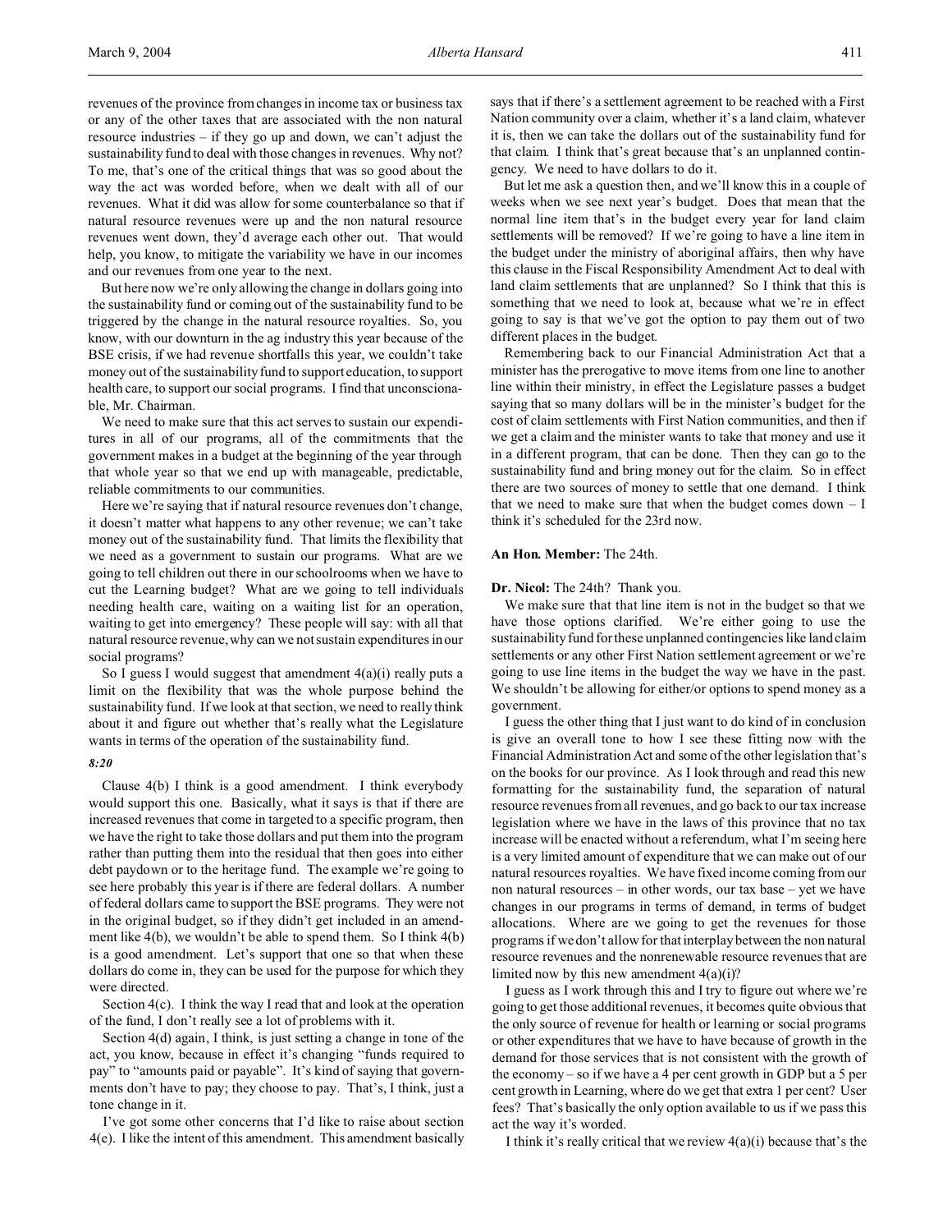revenues of the province from changes in income tax or business tax or any of the other taxes that are associated with the non natural resource industries – if they go up and down, we can't adjust the sustainability fund to deal with those changes in revenues. Why not? To me, that's one of the critical things that was so good about the way the act was worded before, when we dealt with all of our revenues. What it did was allow for some counterbalance so that if natural resource revenues were up and the non natural resource revenues went down, they'd average each other out. That would help, you know, to mitigate the variability we have in our incomes and our revenues from one year to the next.

But here now we're only allowing the change in dollars going into the sustainability fund or coming out of the sustainability fund to be triggered by the change in the natural resource royalties. So, you know, with our downturn in the ag industry this year because of the BSE crisis, if we had revenue shortfalls this year, we couldn't take money out of the sustainability fund to support education, to support health care, to support our social programs. I find that unconscionable, Mr. Chairman.

We need to make sure that this act serves to sustain our expenditures in all of our programs, all of the commitments that the government makes in a budget at the beginning of the year through that whole year so that we end up with manageable, predictable, reliable commitments to our communities.

Here we're saying that if natural resource revenues don't change, it doesn't matter what happens to any other revenue; we can't take money out of the sustainability fund. That limits the flexibility that we need as a government to sustain our programs. What are we going to tell children out there in our schoolrooms when we have to cut the Learning budget? What are we going to tell individuals needing health care, waiting on a waiting list for an operation, waiting to get into emergency? These people will say: with all that natural resource revenue, why can we not sustain expenditures in our social programs?

So I guess I would suggest that amendment 4(a)(i) really puts a limit on the flexibility that was the whole purpose behind the sustainability fund. If we look at that section, we need to really think about it and figure out whether that's really what the Legislature wants in terms of the operation of the sustainability fund.

*8:20*

Clause 4(b) I think is a good amendment. I think everybody would support this one. Basically, what it says is that if there are increased revenues that come in targeted to a specific program, then we have the right to take those dollars and put them into the program rather than putting them into the residual that then goes into either debt paydown or to the heritage fund. The example we're going to see here probably this year is if there are federal dollars. A number of federal dollars came to support the BSE programs. They were not in the original budget, so if they didn't get included in an amendment like 4(b), we wouldn't be able to spend them. So I think 4(b) is a good amendment. Let's support that one so that when these dollars do come in, they can be used for the purpose for which they were directed.

Section 4(c). I think the way I read that and look at the operation of the fund, I don't really see a lot of problems with it.

Section 4(d) again, I think, is just setting a change in tone of the act, you know, because in effect it's changing "funds required to pay" to "amounts paid or payable". It's kind of saying that governments don't have to pay; they choose to pay. That's, I think, just a tone change in it.

I've got some other concerns that I'd like to raise about section 4(e). I like the intent of this amendment. This amendment basically says that if there's a settlement agreement to be reached with a First Nation community over a claim, whether it's a land claim, whatever it is, then we can take the dollars out of the sustainability fund for that claim. I think that's great because that's an unplanned contingency. We need to have dollars to do it.

But let me ask a question then, and we'll know this in a couple of weeks when we see next year's budget. Does that mean that the normal line item that's in the budget every year for land claim settlements will be removed? If we're going to have a line item in the budget under the ministry of aboriginal affairs, then why have this clause in the Fiscal Responsibility Amendment Act to deal with land claim settlements that are unplanned? So I think that this is something that we need to look at, because what we're in effect going to say is that we've got the option to pay them out of two different places in the budget.

Remembering back to our Financial Administration Act that a minister has the prerogative to move items from one line to another line within their ministry, in effect the Legislature passes a budget saying that so many dollars will be in the minister's budget for the cost of claim settlements with First Nation communities, and then if we get a claim and the minister wants to take that money and use it in a different program, that can be done. Then they can go to the sustainability fund and bring money out for the claim. So in effect there are two sources of money to settle that one demand. I think that we need to make sure that when the budget comes down – I think it's scheduled for the 23rd now.

**An Hon. Member:** The 24th.

**Dr. Nicol:** The 24th? Thank you.

We make sure that that line item is not in the budget so that we have those options clarified. We're either going to use the sustainability fund for these unplanned contingencies like land claim settlements or any other First Nation settlement agreement or we're going to use line items in the budget the way we have in the past. We shouldn't be allowing for either/or options to spend money as a government.

I guess the other thing that I just want to do kind of in conclusion is give an overall tone to how I see these fitting now with the Financial Administration Act and some of the other legislation that's on the books for our province. As I look through and read this new formatting for the sustainability fund, the separation of natural resource revenues from all revenues, and go back to our tax increase legislation where we have in the laws of this province that no tax increase will be enacted without a referendum, what I'm seeing here is a very limited amount of expenditure that we can make out of our natural resources royalties. We have fixed income coming from our non natural resources – in other words, our tax base – yet we have changes in our programs in terms of demand, in terms of budget allocations. Where are we going to get the revenues for those programs if we don't allow for that interplay between the non natural resource revenues and the nonrenewable resource revenues that are limited now by this new amendment 4(a)(i)?

I guess as I work through this and I try to figure out where we're going to get those additional revenues, it becomes quite obvious that the only source of revenue for health or learning or social programs or other expenditures that we have to have because of growth in the demand for those services that is not consistent with the growth of the economy – so if we have a 4 per cent growth in GDP but a 5 per cent growth in Learning, where do we get that extra 1 per cent? User fees? That's basically the only option available to us if we pass this act the way it's worded.

I think it's really critical that we review 4(a)(i) because that's the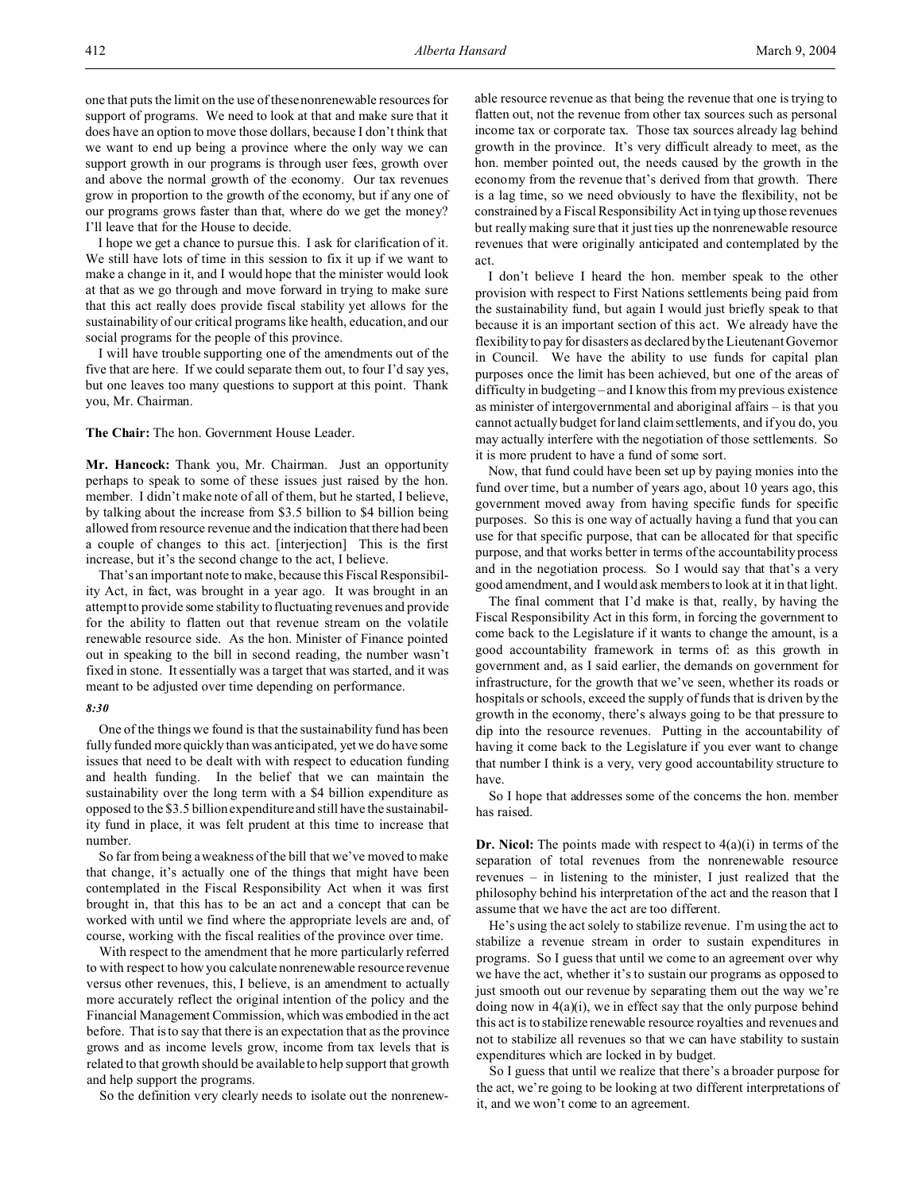one that puts the limit on the use of these nonrenewable resources for support of programs. We need to look at that and make sure that it does have an option to move those dollars, because I don't think that we want to end up being a province where the only way we can support growth in our programs is through user fees, growth over and above the normal growth of the economy. Our tax revenues grow in proportion to the growth of the economy, but if any one of our programs grows faster than that, where do we get the money? I'll leave that for the House to decide.

I hope we get a chance to pursue this. I ask for clarification of it. We still have lots of time in this session to fix it up if we want to make a change in it, and I would hope that the minister would look at that as we go through and move forward in trying to make sure that this act really does provide fiscal stability yet allows for the sustainability of our critical programs like health, education, and our social programs for the people of this province.

I will have trouble supporting one of the amendments out of the five that are here. If we could separate them out, to four I'd say yes, but one leaves too many questions to support at this point. Thank you, Mr. Chairman.

**The Chair:** The hon. Government House Leader.

**Mr. Hancock:** Thank you, Mr. Chairman. Just an opportunity perhaps to speak to some of these issues just raised by the hon. member. I didn't make note of all of them, but he started, I believe, by talking about the increase from $3.5 billion to $4 billion being allowed from resource revenue and the indication that there had been a couple of changes to this act. [interjection] This is the first increase, but it's the second change to the act, I believe.

That's an important note to make, because this Fiscal Responsibility Act, in fact, was brought in a year ago. It was brought in an attempt to provide some stability to fluctuating revenues and provide for the ability to flatten out that revenue stream on the volatile renewable resource side. As the hon. Minister of Finance pointed out in speaking to the bill in second reading, the number wasn't fixed in stone. It essentially was a target that was started, and it was meant to be adjusted over time depending on performance.

*8:30*

One of the things we found is that the sustainability fund has been fully funded more quickly than was anticipated, yet we do have some issues that need to be dealt with with respect to education funding and health funding. In the belief that we can maintain the sustainability over the long term with a $4 billion expenditure as opposed to the $3.5 billion expenditure and still have the sustainability fund in place, it was felt prudent at this time to increase that number.

So far from being a weakness of the bill that we've moved to make that change, it's actually one of the things that might have been contemplated in the Fiscal Responsibility Act when it was first brought in, that this has to be an act and a concept that can be worked with until we find where the appropriate levels are and, of course, working with the fiscal realities of the province over time.

With respect to the amendment that he more particularly referred to with respect to how you calculate nonrenewable resource revenue versus other revenues, this, I believe, is an amendment to actually more accurately reflect the original intention of the policy and the Financial Management Commission, which was embodied in the act before. That is to say that there is an expectation that as the province grows and as income levels grow, income from tax levels that is related to that growth should be available to help support that growth and help support the programs.

So the definition very clearly needs to isolate out the nonrenewable resource revenue as that being the revenue that one is trying to flatten out, not the revenue from other tax sources such as personal income tax or corporate tax. Those tax sources already lag behind growth in the province. It's very difficult already to meet, as the hon. member pointed out, the needs caused by the growth in the economy from the revenue that's derived from that growth. There is a lag time, so we need obviously to have the flexibility, not be constrained by a Fiscal Responsibility Act in tying up those revenues but really making sure that it just ties up the nonrenewable resource revenues that were originally anticipated and contemplated by the act.

I don't believe I heard the hon. member speak to the other provision with respect to First Nations settlements being paid from the sustainability fund, but again I would just briefly speak to that because it is an important section of this act. We already have the flexibility to pay for disasters as declared by the Lieutenant Governor in Council. We have the ability to use funds for capital plan purposes once the limit has been achieved, but one of the areas of difficulty in budgeting – and I know this from my previous existence as minister of intergovernmental and aboriginal affairs – is that you cannot actually budget for land claim settlements, and if you do, you may actually interfere with the negotiation of those settlements. So it is more prudent to have a fund of some sort.

Now, that fund could have been set up by paying monies into the fund over time, but a number of years ago, about 10 years ago, this government moved away from having specific funds for specific purposes. So this is one way of actually having a fund that you can use for that specific purpose, that can be allocated for that specific purpose, and that works better in terms of the accountability process and in the negotiation process. So I would say that that's a very good amendment, and I would ask members to look at it in that light.

The final comment that I'd make is that, really, by having the Fiscal Responsibility Act in this form, in forcing the government to come back to the Legislature if it wants to change the amount, is a good accountability framework in terms of: as this growth in government and, as I said earlier, the demands on government for infrastructure, for the growth that we've seen, whether its roads or hospitals or schools, exceed the supply of funds that is driven by the growth in the economy, there's always going to be that pressure to dip into the resource revenues. Putting in the accountability of having it come back to the Legislature if you ever want to change that number I think is a very, very good accountability structure to have.

So I hope that addresses some of the concerns the hon. member has raised.

**Dr. Nicol:** The points made with respect to 4(a)(i) in terms of the separation of total revenues from the nonrenewable resource revenues – in listening to the minister, I just realized that the philosophy behind his interpretation of the act and the reason that I assume that we have the act are too different.

He's using the act solely to stabilize revenue. I'm using the act to stabilize a revenue stream in order to sustain expenditures in programs. So I guess that until we come to an agreement over why we have the act, whether it's to sustain our programs as opposed to just smooth out our revenue by separating them out the way we're doing now in 4(a)(i), we in effect say that the only purpose behind this act is to stabilize renewable resource royalties and revenues and not to stabilize all revenues so that we can have stability to sustain expenditures which are locked in by budget.

So I guess that until we realize that there's a broader purpose for the act, we're going to be looking at two different interpretations of it, and we won't come to an agreement.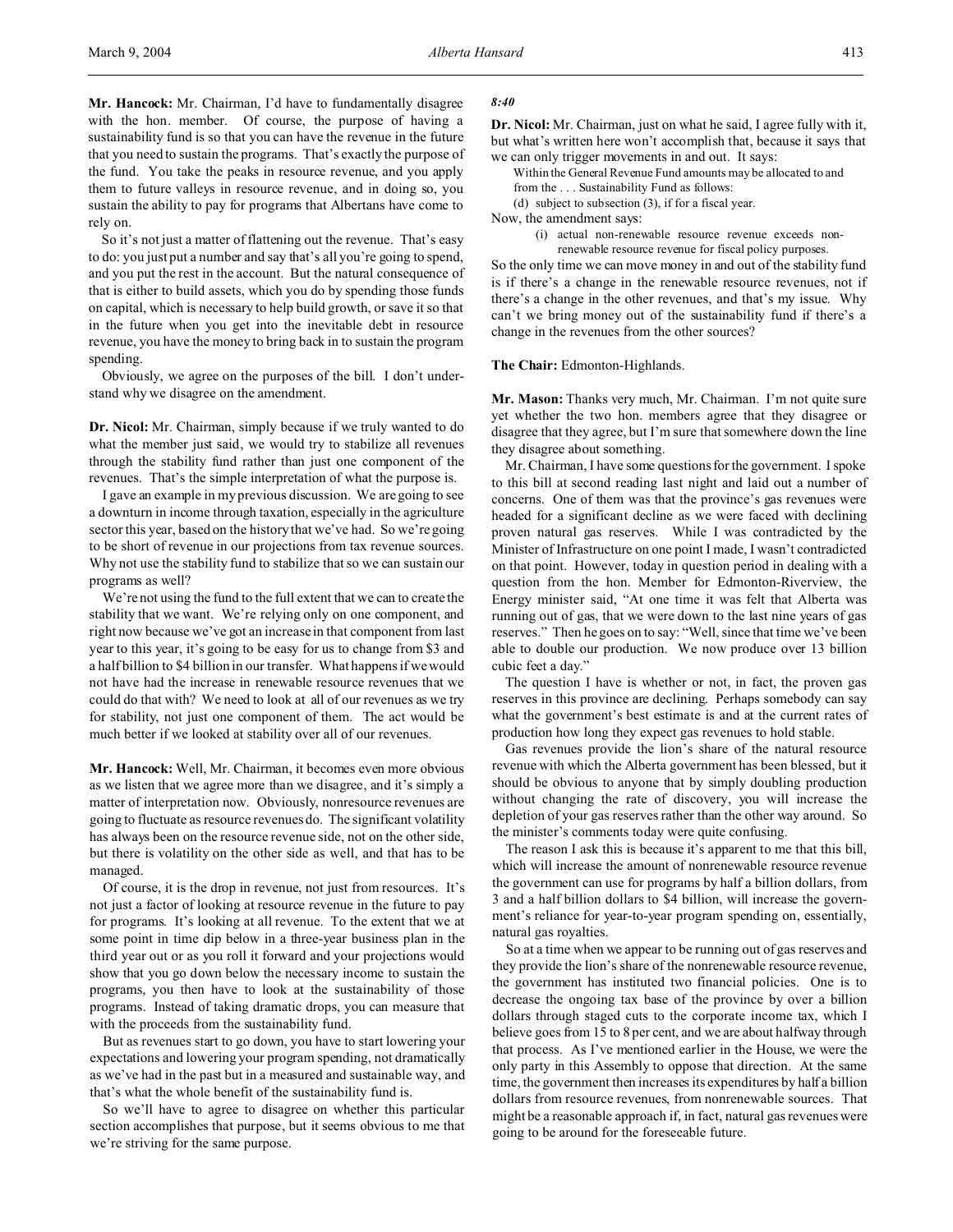**Mr. Hancock:** Mr. Chairman, I'd have to fundamentally disagree with the hon. member. Of course, the purpose of having a sustainability fund is so that you can have the revenue in the future that you need to sustain the programs. That's exactly the purpose of the fund. You take the peaks in resource revenue, and you apply them to future valleys in resource revenue, and in doing so, you sustain the ability to pay for programs that Albertans have come to rely on.

So it's not just a matter of flattening out the revenue. That's easy to do: you just put a number and say that's all you're going to spend, and you put the rest in the account. But the natural consequence of that is either to build assets, which you do by spending those funds on capital, which is necessary to help build growth, or save it so that in the future when you get into the inevitable debt in resource revenue, you have the money to bring back in to sustain the program spending.

Obviously, we agree on the purposes of the bill. I don't understand why we disagree on the amendment.

**Dr. Nicol:** Mr. Chairman, simply because if we truly wanted to do what the member just said, we would try to stabilize all revenues through the stability fund rather than just one component of the revenues. That's the simple interpretation of what the purpose is.

I gave an example in my previous discussion. We are going to see a downturn in income through taxation, especially in the agriculture sector this year, based on the history that we've had. So we're going to be short of revenue in our projections from tax revenue sources. Why not use the stability fund to stabilize that so we can sustain our programs as well?

We're not using the fund to the full extent that we can to create the stability that we want. We're relying only on one component, and right now because we've got an increase in that component from last year to this year, it's going to be easy for us to change from $3 and a half billion to $4 billion in our transfer. What happens if we would not have had the increase in renewable resource revenues that we could do that with? We need to look at all of our revenues as we try for stability, not just one component of them. The act would be much better if we looked at stability over all of our revenues.

**Mr. Hancock:** Well, Mr. Chairman, it becomes even more obvious as we listen that we agree more than we disagree, and it's simply a matter of interpretation now. Obviously, nonresource revenues are going to fluctuate as resource revenues do. The significant volatility has always been on the resource revenue side, not on the other side, but there is volatility on the other side as well, and that has to be managed.

Of course, it is the drop in revenue, not just from resources. It's not just a factor of looking at resource revenue in the future to pay for programs. It's looking at all revenue. To the extent that we at some point in time dip below in a three-year business plan in the third year out or as you roll it forward and your projections would show that you go down below the necessary income to sustain the programs, you then have to look at the sustainability of those programs. Instead of taking dramatic drops, you can measure that with the proceeds from the sustainability fund.

But as revenues start to go down, you have to start lowering your expectations and lowering your program spending, not dramatically as we've had in the past but in a measured and sustainable way, and that's what the whole benefit of the sustainability fund is.

So we'll have to agree to disagree on whether this particular section accomplishes that purpose, but it seems obvious to me that we're striving for the same purpose.

*8:40*

**Dr. Nicol:** Mr. Chairman, just on what he said, I agree fully with it, but what's written here won't accomplish that, because it says that we can only trigger movements in and out. It says:

> Within the General Revenue Fund amounts may be allocated to and from the . . . Sustainability Fund as follows:
> (d) subject to subsection (3), if for a fiscal year.

Now, the amendment says:

> (i) actual non-renewable resource revenue exceeds non-renewable resource revenue for fiscal policy purposes.

So the only time we can move money in and out of the stability fund is if there's a change in the renewable resource revenues, not if there's a change in the other revenues, and that's my issue. Why can't we bring money out of the sustainability fund if there's a change in the revenues from the other sources?

**The Chair:** Edmonton-Highlands.

**Mr. Mason:** Thanks very much, Mr. Chairman. I'm not quite sure yet whether the two hon. members agree that they disagree or disagree that they agree, but I'm sure that somewhere down the line they disagree about something.

Mr. Chairman, I have some questions for the government. I spoke to this bill at second reading last night and laid out a number of concerns. One of them was that the province's gas revenues were headed for a significant decline as we were faced with declining proven natural gas reserves. While I was contradicted by the Minister of Infrastructure on one point I made, I wasn't contradicted on that point. However, today in question period in dealing with a question from the hon. Member for Edmonton-Riverview, the Energy minister said, "At one time it was felt that Alberta was running out of gas, that we were down to the last nine years of gas reserves." Then he goes on to say: "Well, since that time we've been able to double our production. We now produce over 13 billion cubic feet a day."

The question I have is whether or not, in fact, the proven gas reserves in this province are declining. Perhaps somebody can say what the government's best estimate is and at the current rates of production how long they expect gas revenues to hold stable.

Gas revenues provide the lion's share of the natural resource revenue with which the Alberta government has been blessed, but it should be obvious to anyone that by simply doubling production without changing the rate of discovery, you will increase the depletion of your gas reserves rather than the other way around. So the minister's comments today were quite confusing.

The reason I ask this is because it's apparent to me that this bill, which will increase the amount of nonrenewable resource revenue the government can use for programs by half a billion dollars, from 3 and a half billion dollars to $4 billion, will increase the government's reliance for year-to-year program spending on, essentially, natural gas royalties.

So at a time when we appear to be running out of gas reserves and they provide the lion's share of the nonrenewable resource revenue, the government has instituted two financial policies. One is to decrease the ongoing tax base of the province by over a billion dollars through staged cuts to the corporate income tax, which I believe goes from 15 to 8 per cent, and we are about halfway through that process. As I've mentioned earlier in the House, we were the only party in this Assembly to oppose that direction. At the same time, the government then increases its expenditures by half a billion dollars from resource revenues, from nonrenewable sources. That might be a reasonable approach if, in fact, natural gas revenues were going to be around for the foreseeable future.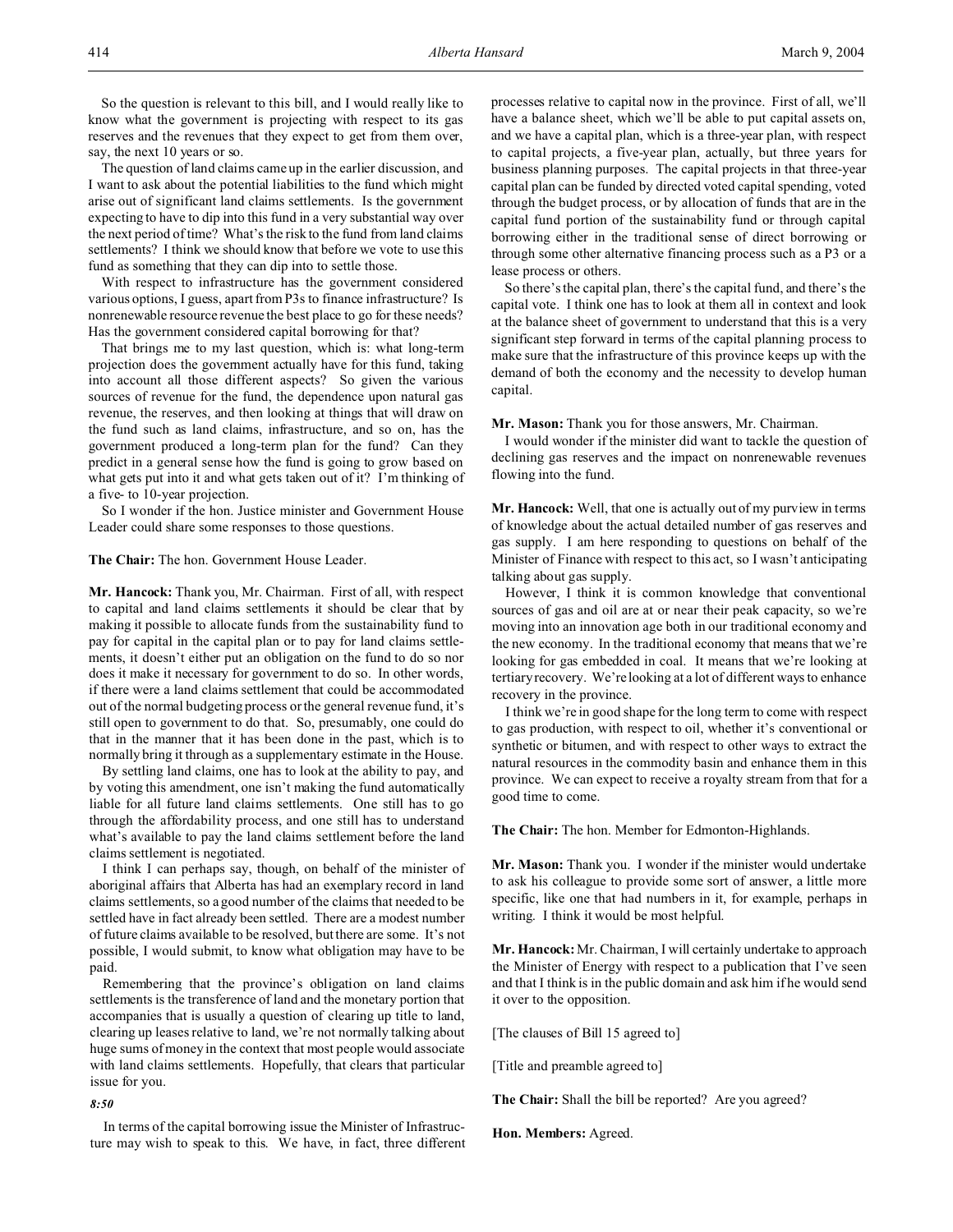So the question is relevant to this bill, and I would really like to know what the government is projecting with respect to its gas reserves and the revenues that they expect to get from them over, say, the next 10 years or so.

The question of land claims came up in the earlier discussion, and I want to ask about the potential liabilities to the fund which might arise out of significant land claims settlements. Is the government expecting to have to dip into this fund in a very substantial way over the next period of time? What's the risk to the fund from land claims settlements? I think we should know that before we vote to use this fund as something that they can dip into to settle those.

With respect to infrastructure has the government considered various options, I guess, apart from P3s to finance infrastructure? Is nonrenewable resource revenue the best place to go for these needs? Has the government considered capital borrowing for that?

That brings me to my last question, which is: what long-term projection does the government actually have for this fund, taking into account all those different aspects? So given the various sources of revenue for the fund, the dependence upon natural gas revenue, the reserves, and then looking at things that will draw on the fund such as land claims, infrastructure, and so on, has the government produced a long-term plan for the fund? Can they predict in a general sense how the fund is going to grow based on what gets put into it and what gets taken out of it? I'm thinking of a five- to 10-year projection.

So I wonder if the hon. Justice minister and Government House Leader could share some responses to those questions.

**The Chair:** The hon. Government House Leader.

**Mr. Hancock:** Thank you, Mr. Chairman. First of all, with respect to capital and land claims settlements it should be clear that by making it possible to allocate funds from the sustainability fund to pay for capital in the capital plan or to pay for land claims settlements, it doesn't either put an obligation on the fund to do so nor does it make it necessary for government to do so. In other words, if there were a land claims settlement that could be accommodated out of the normal budgeting process or the general revenue fund, it's still open to government to do that. So, presumably, one could do that in the manner that it has been done in the past, which is to normally bring it through as a supplementary estimate in the House.

By settling land claims, one has to look at the ability to pay, and by voting this amendment, one isn't making the fund automatically liable for all future land claims settlements. One still has to go through the affordability process, and one still has to understand what's available to pay the land claims settlement before the land claims settlement is negotiated.

I think I can perhaps say, though, on behalf of the minister of aboriginal affairs that Alberta has had an exemplary record in land claims settlements, so a good number of the claims that needed to be settled have in fact already been settled. There are a modest number of future claims available to be resolved, but there are some. It's not possible, I would submit, to know what obligation may have to be paid.

Remembering that the province's obligation on land claims settlements is the transference of land and the monetary portion that accompanies that is usually a question of clearing up title to land, clearing up leases relative to land, we're not normally talking about huge sums of money in the context that most people would associate with land claims settlements. Hopefully, that clears that particular issue for you.

*8:50*

In terms of the capital borrowing issue the Minister of Infrastructure may wish to speak to this. We have, in fact, three different processes relative to capital now in the province. First of all, we'll have a balance sheet, which we'll be able to put capital assets on, and we have a capital plan, which is a three-year plan, with respect to capital projects, a five-year plan, actually, but three years for business planning purposes. The capital projects in that three-year capital plan can be funded by directed voted capital spending, voted through the budget process, or by allocation of funds that are in the capital fund portion of the sustainability fund or through capital borrowing either in the traditional sense of direct borrowing or through some other alternative financing process such as a P3 or a lease process or others.

So there's the capital plan, there's the capital fund, and there's the capital vote. I think one has to look at them all in context and look at the balance sheet of government to understand that this is a very significant step forward in terms of the capital planning process to make sure that the infrastructure of this province keeps up with the demand of both the economy and the necessity to develop human capital.

**Mr. Mason:** Thank you for those answers, Mr. Chairman.

I would wonder if the minister did want to tackle the question of declining gas reserves and the impact on nonrenewable revenues flowing into the fund.

**Mr. Hancock:** Well, that one is actually out of my purview in terms of knowledge about the actual detailed number of gas reserves and gas supply. I am here responding to questions on behalf of the Minister of Finance with respect to this act, so I wasn't anticipating talking about gas supply.

However, I think it is common knowledge that conventional sources of gas and oil are at or near their peak capacity, so we're moving into an innovation age both in our traditional economy and the new economy. In the traditional economy that means that we're looking for gas embedded in coal. It means that we're looking at tertiary recovery. We're looking at a lot of different ways to enhance recovery in the province.

I think we're in good shape for the long term to come with respect to gas production, with respect to oil, whether it's conventional or synthetic or bitumen, and with respect to other ways to extract the natural resources in the commodity basin and enhance them in this province. We can expect to receive a royalty stream from that for a good time to come.

**The Chair:** The hon. Member for Edmonton-Highlands.

**Mr. Mason:** Thank you. I wonder if the minister would undertake to ask his colleague to provide some sort of answer, a little more specific, like one that had numbers in it, for example, perhaps in writing. I think it would be most helpful.

**Mr. Hancock:** Mr. Chairman, I will certainly undertake to approach the Minister of Energy with respect to a publication that I've seen and that I think is in the public domain and ask him if he would send it over to the opposition.

[The clauses of Bill 15 agreed to]

[Title and preamble agreed to]

**The Chair:** Shall the bill be reported? Are you agreed?

**Hon. Members:** Agreed.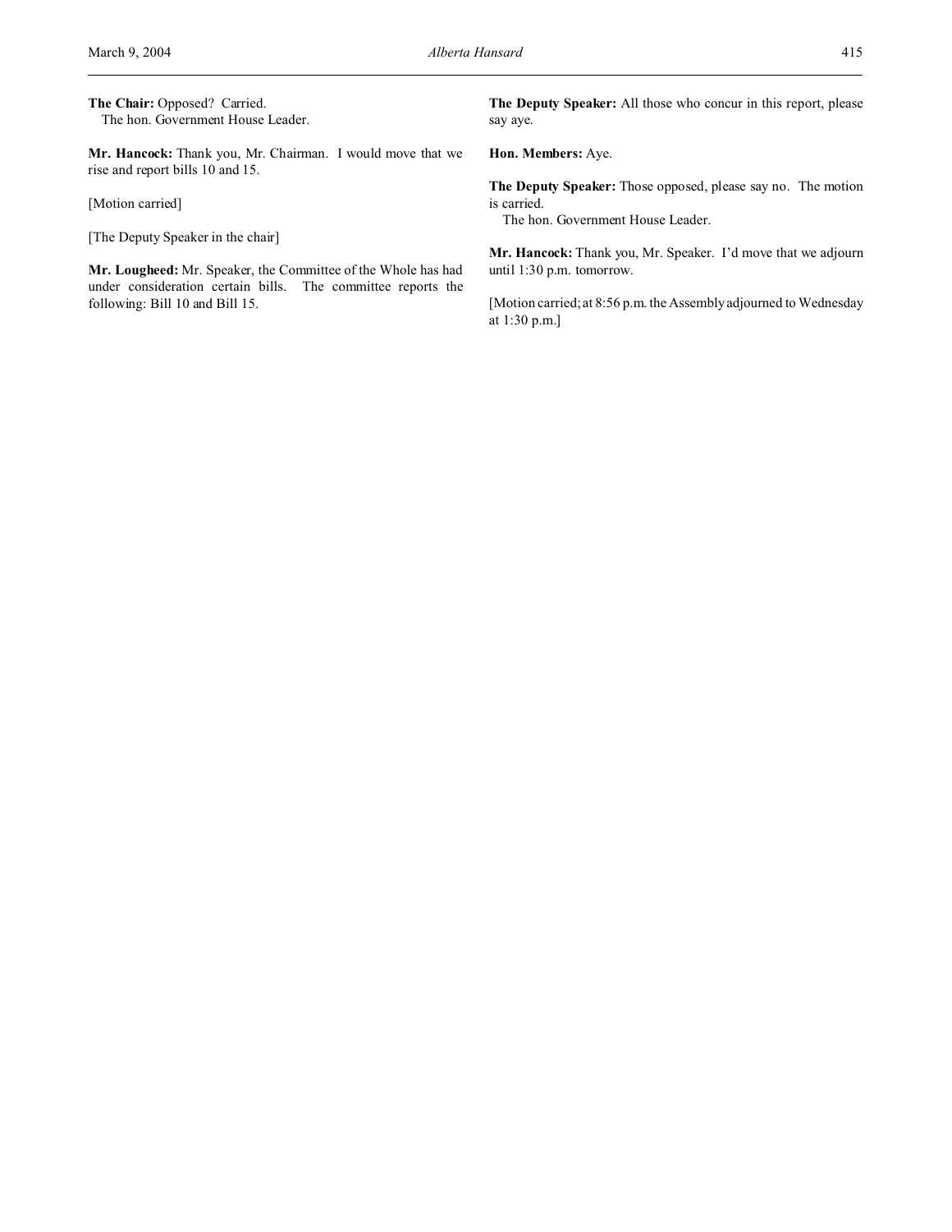**The Chair:** Opposed? Carried.
The hon. Government House Leader.

**Mr. Hancock:** Thank you, Mr. Chairman. I would move that we rise and report bills 10 and 15.

[Motion carried]

[The Deputy Speaker in the chair]

**Mr. Lougheed:** Mr. Speaker, the Committee of the Whole has had under consideration certain bills. The committee reports the following: Bill 10 and Bill 15.

**The Deputy Speaker:** All those who concur in this report, please say aye.

**Hon. Members:** Aye.

**The Deputy Speaker:** Those opposed, please say no. The motion is carried.
The hon. Government House Leader.

**Mr. Hancock:** Thank you, Mr. Speaker. I'd move that we adjourn until 1:30 p.m. tomorrow.

[Motion carried; at 8:56 p.m. the Assembly adjourned to Wednesday at 1:30 p.m.]